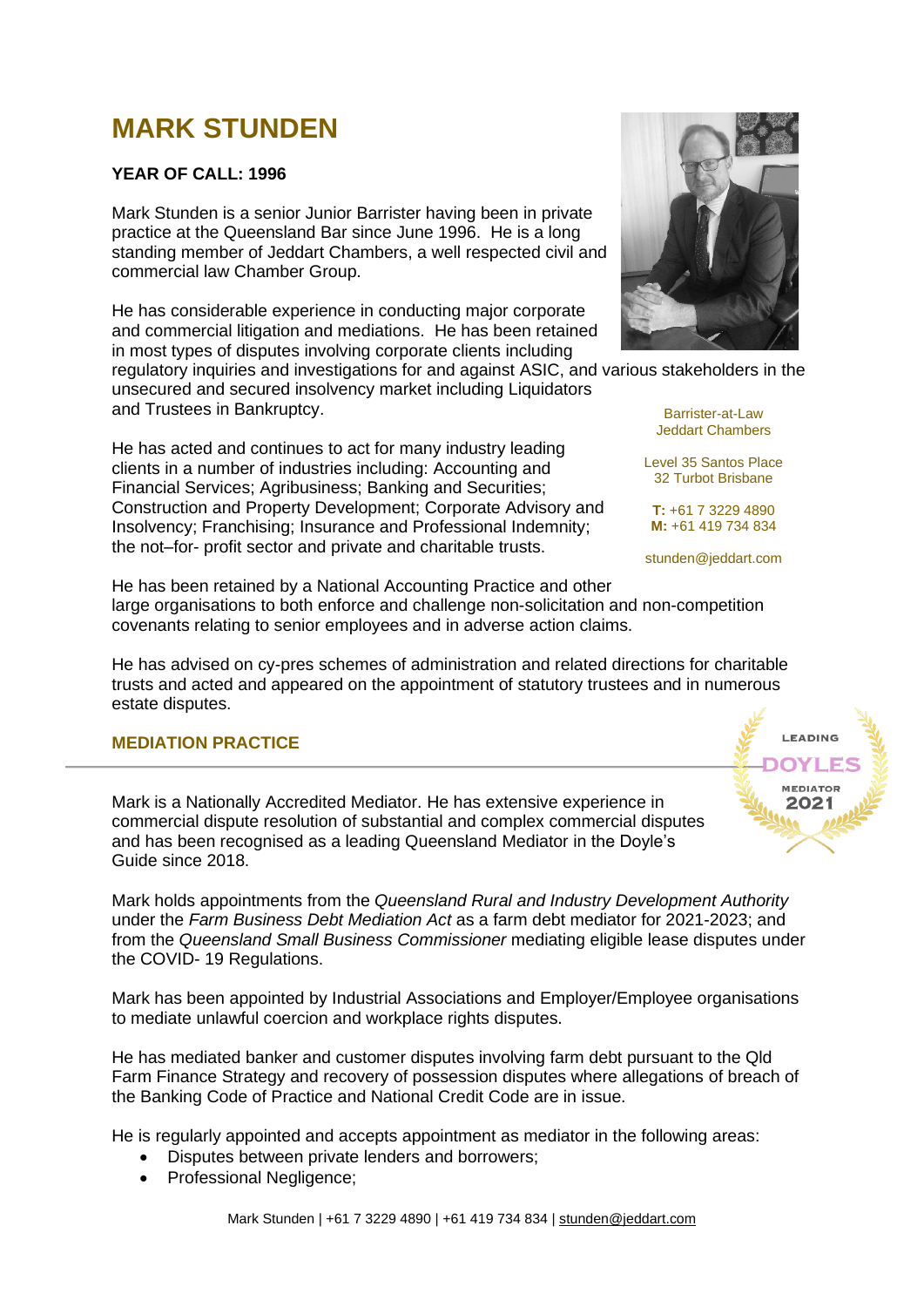# MARK STUNDEN

**YEAR OF CALL: 1996**

Mark Stunden is a senior Junior Barrister having been in private practice at the Queensland Bar since June 1996. He is a long standing member of Jeddart Chambers, a well respected civil and commercial law Chamber Group.

He has considerable experience in conducting major corporate and commercial litigation and mediations. He has been retained in most types of disputes involving corporate clients including regulatory inquiries and investigations for and against ASIC, and various stakeholders in the unsecured and secured insolvency market including Liquidators and Trustees in Bankruptcy.

Barrister-at-Law
Jeddart Chambers

Level 35 Santos Place
32 Turbot Brisbane

**T:** +61 7 3229 4890
**M:** +61 419 734 834

stunden@jeddart.com

He has acted and continues to act for many industry leading clients in a number of industries including: Accounting and Financial Services; Agribusiness; Banking and Securities; Construction and Property Development; Corporate Advisory and Insolvency; Franchising; Insurance and Professional Indemnity; the not–for- profit sector and private and charitable trusts.

He has been retained by a National Accounting Practice and other large organisations to both enforce and challenge non-solicitation and non-competition covenants relating to senior employees and in adverse action claims.

He has advised on cy-pres schemes of administration and related directions for charitable trusts and acted and appeared on the appointment of statutory trustees and in numerous estate disputes.

## MEDIATION PRACTICE

Mark is a Nationally Accredited Mediator. He has extensive experience in commercial dispute resolution of substantial and complex commercial disputes and has been recognised as a leading Queensland Mediator in the Doyle's Guide since 2018.

Mark holds appointments from the *Queensland Rural and Industry Development Authority* under the *Farm Business Debt Mediation Act* as a farm debt mediator for 2021-2023; and from the *Queensland Small Business Commissioner* mediating eligible lease disputes under the COVID- 19 Regulations.

Mark has been appointed by Industrial Associations and Employer/Employee organisations to mediate unlawful coercion and workplace rights disputes.

He has mediated banker and customer disputes involving farm debt pursuant to the Qld Farm Finance Strategy and recovery of possession disputes where allegations of breach of the Banking Code of Practice and National Credit Code are in issue.

He is regularly appointed and accepts appointment as mediator in the following areas:

- Disputes between private lenders and borrowers;
- Professional Negligence;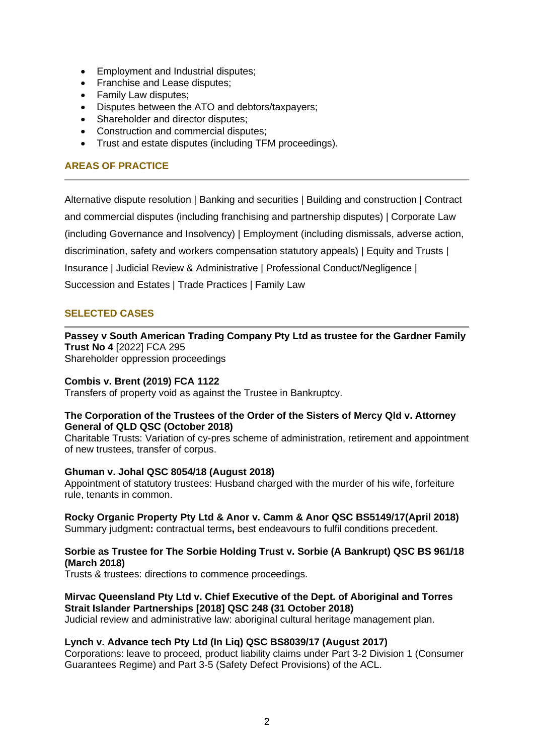- Employment and Industrial disputes;
- Franchise and Lease disputes;
- Family Law disputes;
- Disputes between the ATO and debtors/taxpayers;
- Shareholder and director disputes;
- Construction and commercial disputes;
- Trust and estate disputes (including TFM proceedings).

## AREAS OF PRACTICE

Alternative dispute resolution | Banking and securities | Building and construction | Contract and commercial disputes (including franchising and partnership disputes) | Corporate Law (including Governance and Insolvency) | Employment (including dismissals, adverse action, discrimination, safety and workers compensation statutory appeals) | Equity and Trusts | Insurance | Judicial Review & Administrative | Professional Conduct/Negligence | Succession and Estates | Trade Practices | Family Law

## SELECTED CASES

**Passey v South American Trading Company Pty Ltd as trustee for the Gardner Family Trust No 4** [2022] FCA 295
Shareholder oppression proceedings

**Combis v. Brent (2019) FCA 1122**
Transfers of property void as against the Trustee in Bankruptcy.

**The Corporation of the Trustees of the Order of the Sisters of Mercy Qld v. Attorney General of QLD QSC (October 2018)**
Charitable Trusts: Variation of cy-pres scheme of administration, retirement and appointment of new trustees, transfer of corpus.

**Ghuman v. Johal QSC 8054/18 (August 2018)**
Appointment of statutory trustees: Husband charged with the murder of his wife, forfeiture rule, tenants in common.

**Rocky Organic Property Pty Ltd & Anor v. Camm & Anor QSC BS5149/17(April 2018)**
Summary judgment**:** contractual terms**,** best endeavours to fulfil conditions precedent.

**Sorbie as Trustee for The Sorbie Holding Trust v. Sorbie (A Bankrupt) QSC BS 961/18 (March 2018)**
Trusts & trustees: directions to commence proceedings.

**Mirvac Queensland Pty Ltd v. Chief Executive of the Dept. of Aboriginal and Torres Strait Islander Partnerships [2018] QSC 248 (31 October 2018)**
Judicial review and administrative law: aboriginal cultural heritage management plan.

**Lynch v. Advance tech Pty Ltd (In Liq) QSC BS8039/17 (August 2017)**
Corporations: leave to proceed, product liability claims under Part 3-2 Division 1 (Consumer Guarantees Regime) and Part 3-5 (Safety Defect Provisions) of the ACL.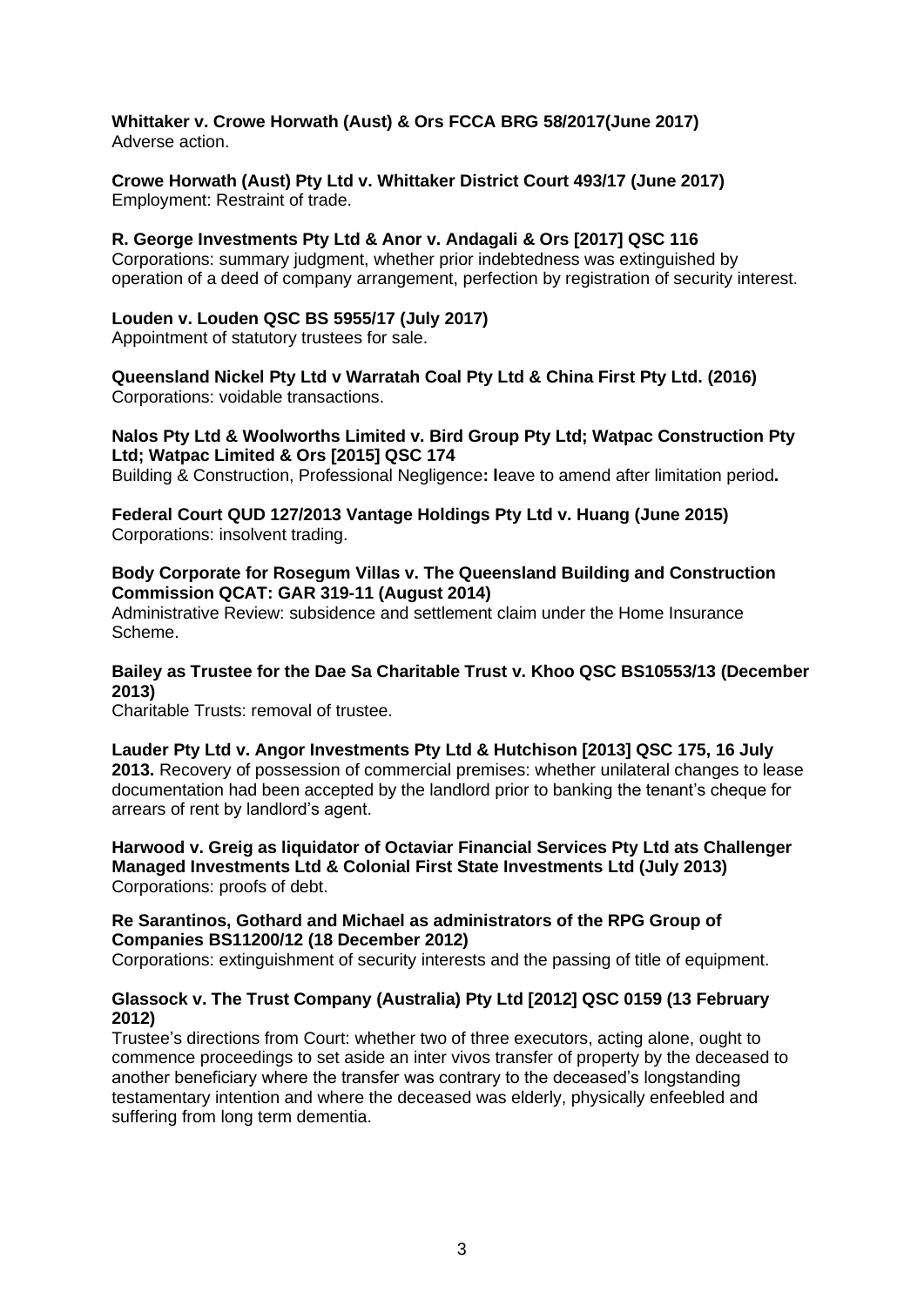**Whittaker v. Crowe Horwath (Aust) & Ors FCCA BRG 58/2017(June 2017)**
Adverse action.

**Crowe Horwath (Aust) Pty Ltd v. Whittaker District Court 493/17 (June 2017)**
Employment: Restraint of trade.

**R. George Investments Pty Ltd & Anor v. Andagali & Ors [2017] QSC 116**
Corporations: summary judgment, whether prior indebtedness was extinguished by operation of a deed of company arrangement, perfection by registration of security interest.

**Louden v. Louden QSC BS 5955/17 (July 2017)**
Appointment of statutory trustees for sale.

**Queensland Nickel Pty Ltd v Warratah Coal Pty Ltd & China First Pty Ltd. (2016)**
Corporations: voidable transactions.

**Nalos Pty Ltd & Woolworths Limited v. Bird Group Pty Ltd; Watpac Construction Pty Ltd; Watpac Limited & Ors [2015] QSC 174**
Building & Construction, Professional Negligence**: l**eave to amend after limitation period**.**

**Federal Court QUD 127/2013 Vantage Holdings Pty Ltd v. Huang (June 2015)**
Corporations: insolvent trading.

**Body Corporate for Rosegum Villas v. The Queensland Building and Construction Commission QCAT: GAR 319-11 (August 2014)**
Administrative Review: subsidence and settlement claim under the Home Insurance Scheme.

**Bailey as Trustee for the Dae Sa Charitable Trust v. Khoo QSC BS10553/13 (December 2013)**
Charitable Trusts: removal of trustee.

**Lauder Pty Ltd v. Angor Investments Pty Ltd & Hutchison [2013] QSC 175, 16 July 2013.** Recovery of possession of commercial premises: whether unilateral changes to lease documentation had been accepted by the landlord prior to banking the tenant's cheque for arrears of rent by landlord's agent.

**Harwood v. Greig as liquidator of Octaviar Financial Services Pty Ltd ats Challenger Managed Investments Ltd & Colonial First State Investments Ltd (July 2013)**
Corporations: proofs of debt.

**Re Sarantinos, Gothard and Michael as administrators of the RPG Group of Companies BS11200/12 (18 December 2012)**
Corporations: extinguishment of security interests and the passing of title of equipment.

**Glassock v. The Trust Company (Australia) Pty Ltd [2012] QSC 0159 (13 February 2012)**
Trustee's directions from Court: whether two of three executors, acting alone, ought to commence proceedings to set aside an inter vivos transfer of property by the deceased to another beneficiary where the transfer was contrary to the deceased's longstanding testamentary intention and where the deceased was elderly, physically enfeebled and suffering from long term dementia.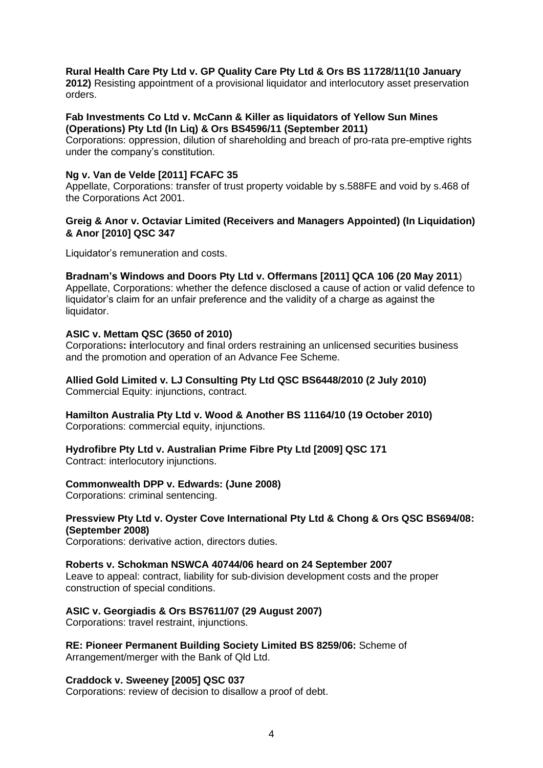**Rural Health Care Pty Ltd v. GP Quality Care Pty Ltd & Ors BS 11728/11(10 January 2012)** Resisting appointment of a provisional liquidator and interlocutory asset preservation orders.

**Fab Investments Co Ltd v. McCann & Killer as liquidators of Yellow Sun Mines (Operations) Pty Ltd (In Liq) & Ors BS4596/11 (September 2011)**
Corporations: oppression, dilution of shareholding and breach of pro-rata pre-emptive rights under the company's constitution.

**Ng v. Van de Velde [2011] FCAFC 35**
Appellate, Corporations: transfer of trust property voidable by s.588FE and void by s.468 of the Corporations Act 2001.

**Greig & Anor v. Octaviar Limited (Receivers and Managers Appointed) (In Liquidation) & Anor [2010] QSC 347**

Liquidator's remuneration and costs.

**Bradnam's Windows and Doors Pty Ltd v. Offermans [2011] QCA 106 (20 May 2011)**
Appellate, Corporations: whether the defence disclosed a cause of action or valid defence to liquidator's claim for an unfair preference and the validity of a charge as against the liquidator.

**ASIC v. Mettam QSC (3650 of 2010)**
Corporations**: i**nterlocutory and final orders restraining an unlicensed securities business and the promotion and operation of an Advance Fee Scheme.

**Allied Gold Limited v. LJ Consulting Pty Ltd QSC BS6448/2010 (2 July 2010)**
Commercial Equity: injunctions, contract.

**Hamilton Australia Pty Ltd v. Wood & Another BS 11164/10 (19 October 2010)**
Corporations: commercial equity, injunctions.

**Hydrofibre Pty Ltd v. Australian Prime Fibre Pty Ltd [2009] QSC 171**
Contract: interlocutory injunctions.

**Commonwealth DPP v. Edwards: (June 2008)**
Corporations: criminal sentencing.

**Pressview Pty Ltd v. Oyster Cove International Pty Ltd & Chong & Ors QSC BS694/08: (September 2008)**
Corporations: derivative action, directors duties.

**Roberts v. Schokman NSWCA 40744/06 heard on 24 September 2007**
Leave to appeal: contract, liability for sub-division development costs and the proper construction of special conditions.

**ASIC v. Georgiadis & Ors BS7611/07 (29 August 2007)**
Corporations: travel restraint, injunctions.

**RE: Pioneer Permanent Building Society Limited BS 8259/06:** Scheme of Arrangement/merger with the Bank of Qld Ltd.

**Craddock v. Sweeney [2005] QSC 037**
Corporations: review of decision to disallow a proof of debt.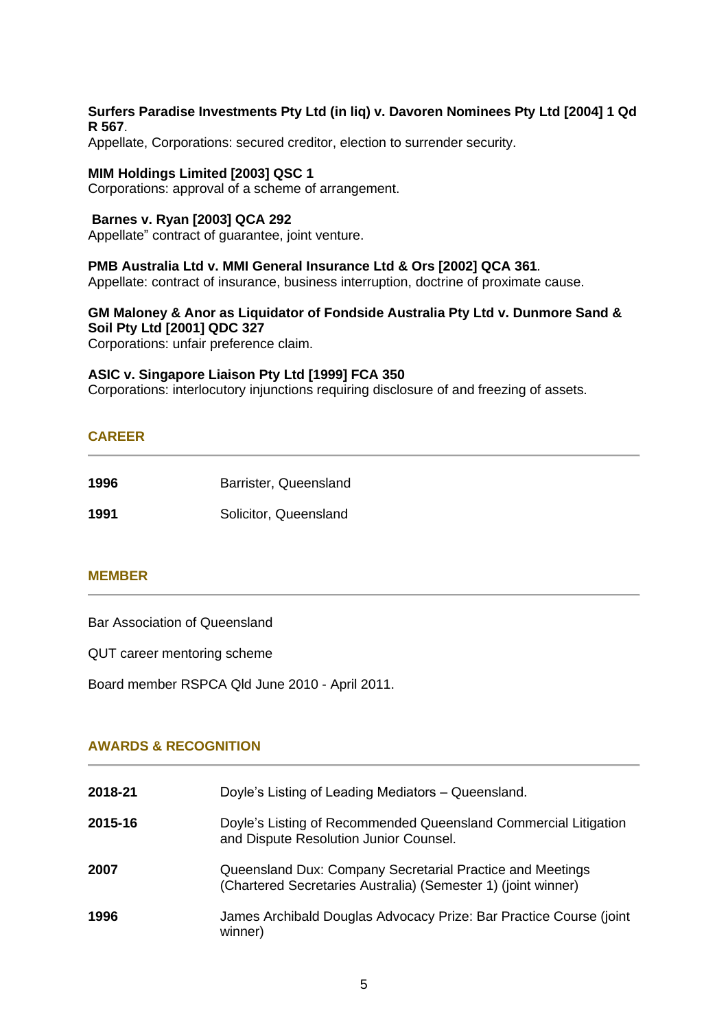**Surfers Paradise Investments Pty Ltd (in liq) v. Davoren Nominees Pty Ltd [2004] 1 Qd R 567**.
Appellate, Corporations: secured creditor, election to surrender security.

**MIM Holdings Limited [2003] QSC 1**
Corporations: approval of a scheme of arrangement.

**Barnes v. Ryan [2003] QCA 292**
Appellate" contract of guarantee, joint venture.

**PMB Australia Ltd v. MMI General Insurance Ltd & Ors [2002] QCA 361**.
Appellate: contract of insurance, business interruption, doctrine of proximate cause.

**GM Maloney & Anor as Liquidator of Fondside Australia Pty Ltd v. Dunmore Sand & Soil Pty Ltd [2001] QDC 327**
Corporations: unfair preference claim.

**ASIC v. Singapore Liaison Pty Ltd [1999] FCA 350**
Corporations: interlocutory injunctions requiring disclosure of and freezing of assets.

## CAREER

| | |
|---|---|
| **1996** | Barrister, Queensland |
| **1991** | Solicitor, Queensland |

## MEMBER

Bar Association of Queensland

QUT career mentoring scheme

Board member RSPCA Qld June 2010 - April 2011.

## AWARDS & RECOGNITION

| | |
|---|---|
| **2018-21** | Doyle's Listing of Leading Mediators – Queensland. |
| **2015-16** | Doyle's Listing of Recommended Queensland Commercial Litigation and Dispute Resolution Junior Counsel. |
| **2007** | Queensland Dux: Company Secretarial Practice and Meetings (Chartered Secretaries Australia) (Semester 1) (joint winner) |
| **1996** | James Archibald Douglas Advocacy Prize: Bar Practice Course (joint winner) |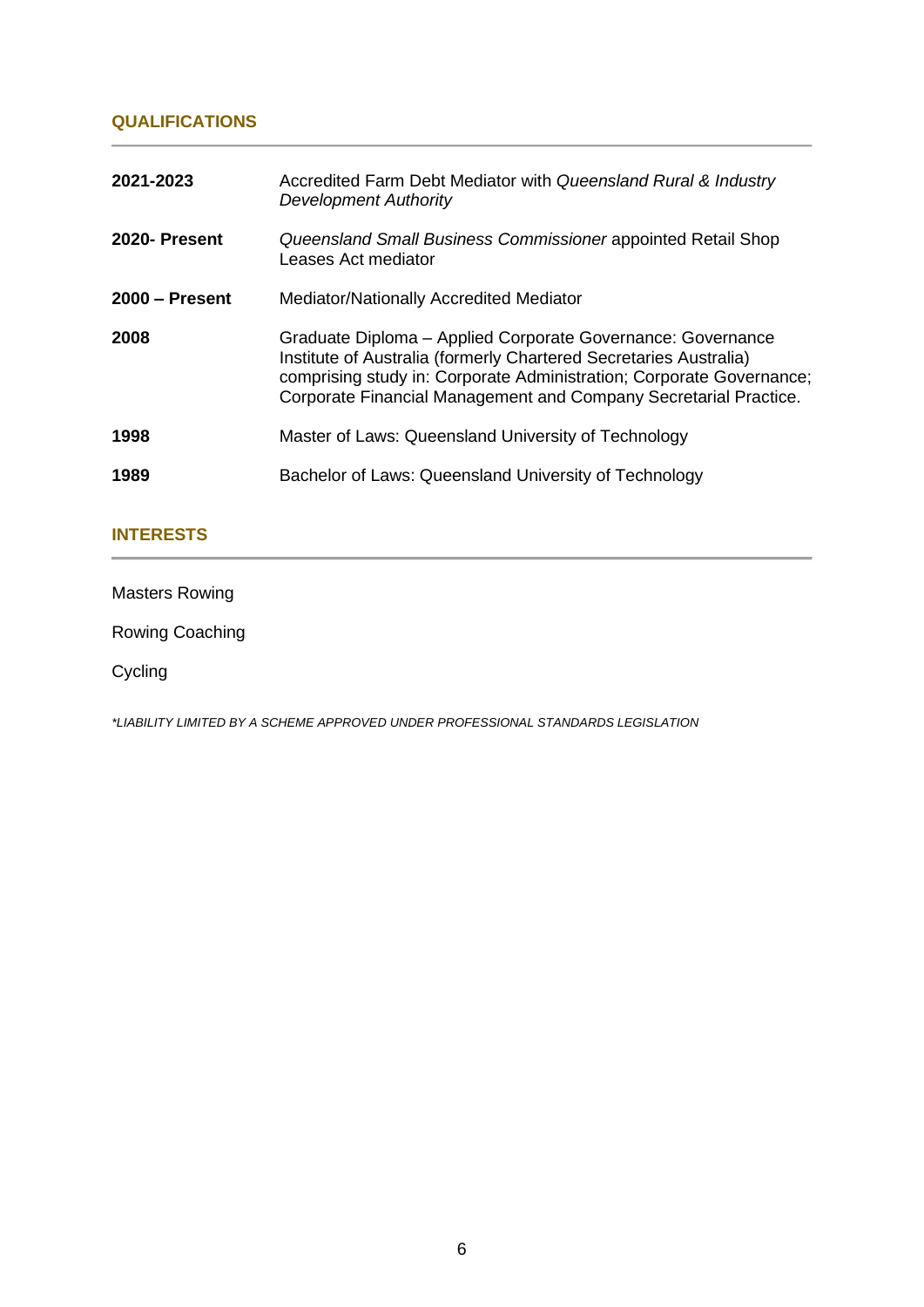## QUALIFICATIONS

| | |
|---|---|
| **2021-2023** | Accredited Farm Debt Mediator with *Queensland Rural & Industry Development Authority* |
| **2020- Present** | *Queensland Small Business Commissioner* appointed Retail Shop Leases Act mediator |
| **2000 – Present** | Mediator/Nationally Accredited Mediator |
| **2008** | Graduate Diploma – Applied Corporate Governance: Governance Institute of Australia (formerly Chartered Secretaries Australia) comprising study in: Corporate Administration; Corporate Governance; Corporate Financial Management and Company Secretarial Practice. |
| **1998** | Master of Laws: Queensland University of Technology |
| **1989** | Bachelor of Laws: Queensland University of Technology |

## INTERESTS

Masters Rowing

Rowing Coaching

Cycling

*\*LIABILITY LIMITED BY A SCHEME APPROVED UNDER PROFESSIONAL STANDARDS LEGISLATION*